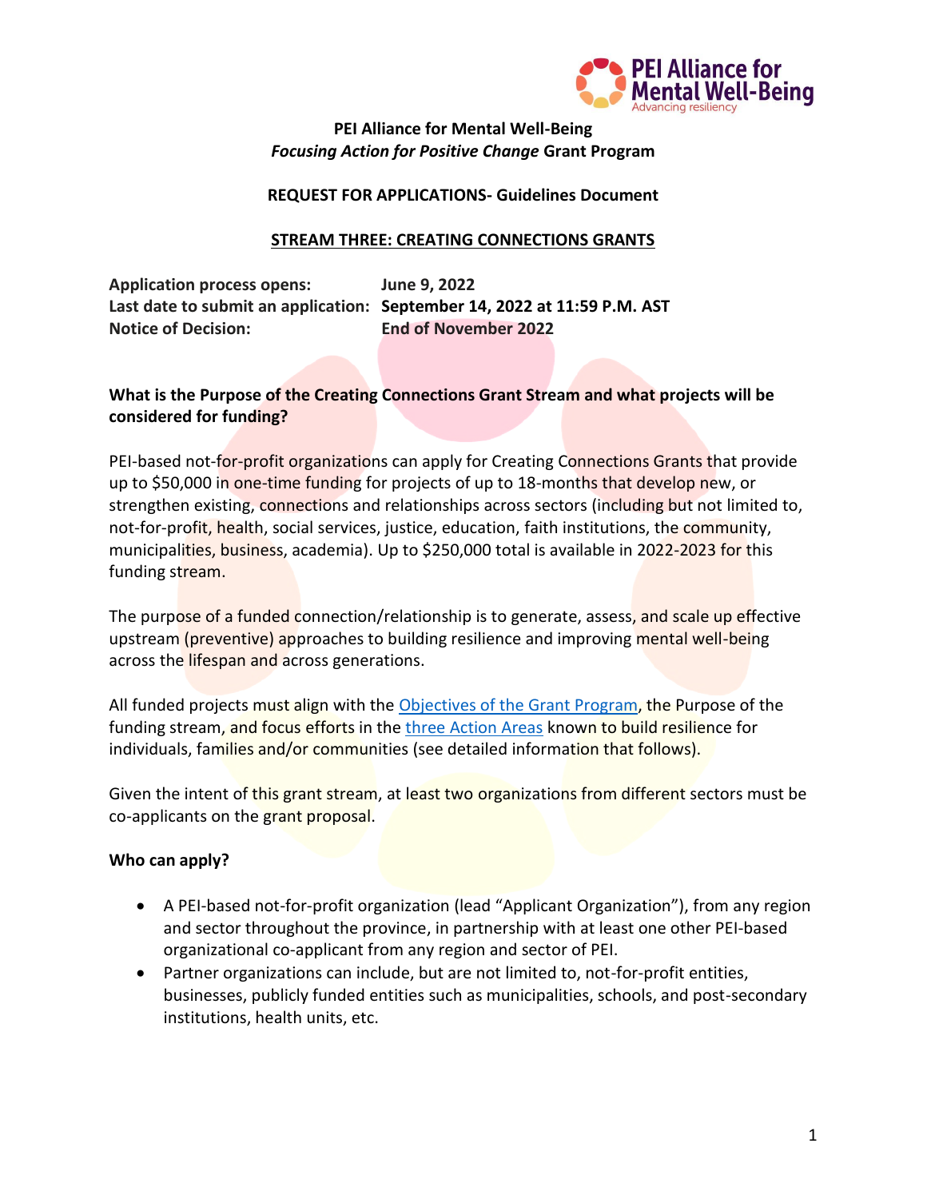**PEI Alliance for Mental Well-Being**
***Focusing Action for Positive Change* Grant Program**

**REQUEST FOR APPLICATIONS- Guidelines Document**

# STREAM THREE: CREATING CONNECTIONS GRANTS

**Application process opens:** **June 9, 2022**
**Last date to submit an application:** **September 14, 2022 at 11:59 P.M. AST**
**Notice of Decision:** **End of November 2022**

## What is the Purpose of the Creating Connections Grant Stream and what projects will be considered for funding?

PEI-based not-for-profit organizations can apply for Creating Connections Grants that provide up to $50,000 in one-time funding for projects of up to 18-months that develop new, or strengthen existing, connections and relationships across sectors (including but not limited to, not-for-profit, health, social services, justice, education, faith institutions, the community, municipalities, business, academia). Up to $250,000 total is available in 2022-2023 for this funding stream.

The purpose of a funded connection/relationship is to generate, assess, and scale up effective upstream (preventive) approaches to building resilience and improving mental well-being across the lifespan and across generations.

All funded projects must align with the [Objectives of the Grant Program](), the Purpose of the funding stream, and focus efforts in the [three Action Areas]() known to build resilience for individuals, families and/or communities (see detailed information that follows).

Given the intent of this grant stream, at least two organizations from different sectors must be co-applicants on the grant proposal.

## Who can apply?

- A PEI-based not-for-profit organization (lead "Applicant Organization"), from any region and sector throughout the province, in partnership with at least one other PEI-based organizational co-applicant from any region and sector of PEI.
- Partner organizations can include, but are not limited to, not-for-profit entities, businesses, publicly funded entities such as municipalities, schools, and post-secondary institutions, health units, etc.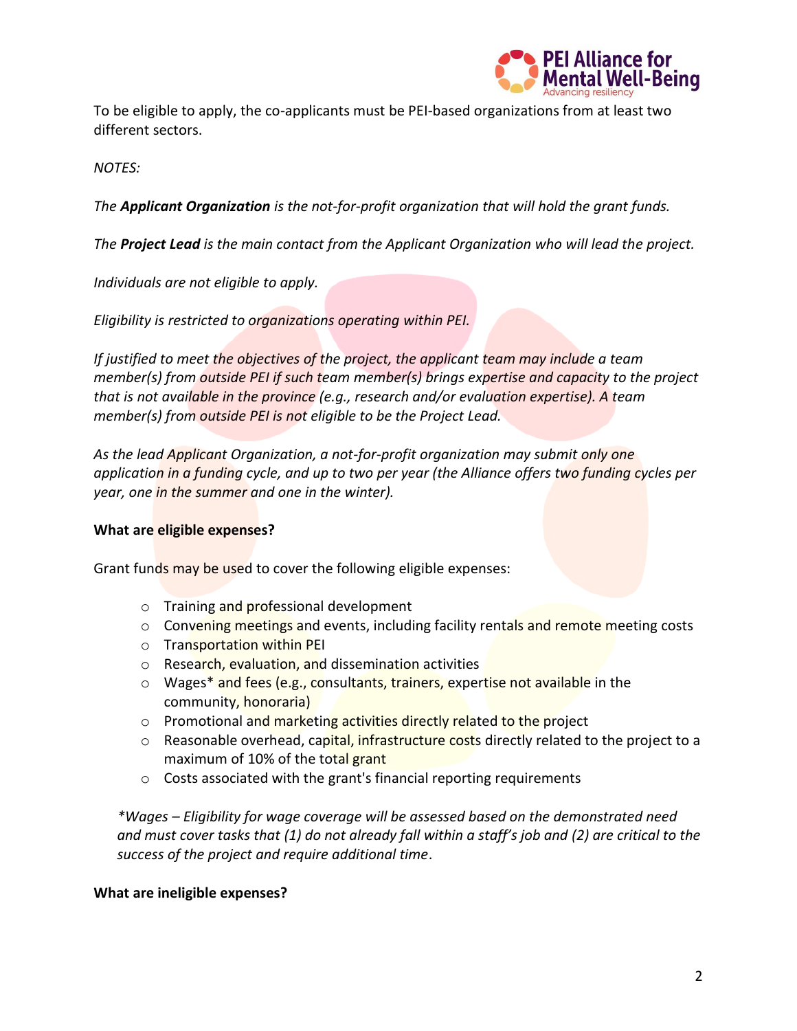To be eligible to apply, the co-applicants must be PEI-based organizations from at least two different sectors.

*NOTES:*

*The **Applicant Organization** is the not-for-profit organization that will hold the grant funds.*

*The **Project Lead** is the main contact from the Applicant Organization who will lead the project.*

*Individuals are not eligible to apply.*

*Eligibility is restricted to organizations operating within PEI.*

*If justified to meet the objectives of the project, the applicant team may include a team member(s) from outside PEI if such team member(s) brings expertise and capacity to the project that is not available in the province (e.g., research and/or evaluation expertise). A team member(s) from outside PEI is not eligible to be the Project Lead.*

*As the lead Applicant Organization, a not-for-profit organization may submit only one application in a funding cycle, and up to two per year (the Alliance offers two funding cycles per year, one in the summer and one in the winter).*

**What are eligible expenses?**

Grant funds may be used to cover the following eligible expenses:

- Training and professional development
- Convening meetings and events, including facility rentals and remote meeting costs
- Transportation within PEI
- Research, evaluation, and dissemination activities
- Wages* and fees (e.g., consultants, trainers, expertise not available in the community, honoraria)
- Promotional and marketing activities directly related to the project
- Reasonable overhead, capital, infrastructure costs directly related to the project to a maximum of 10% of the total grant
- Costs associated with the grant's financial reporting requirements

*\*Wages – Eligibility for wage coverage will be assessed based on the demonstrated need and must cover tasks that (1) do not already fall within a staff's job and (2) are critical to the success of the project and require additional time*.

**What are ineligible expenses?**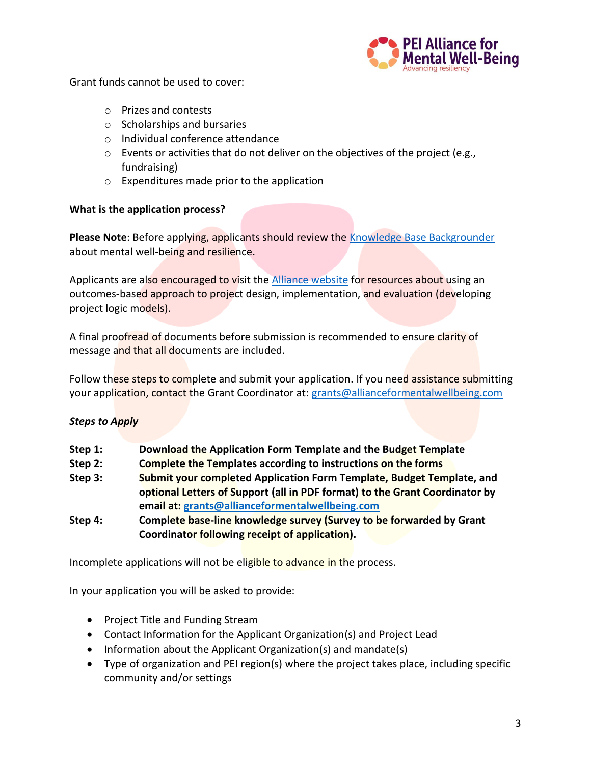Grant funds cannot be used to cover:

- Prizes and contests
- Scholarships and bursaries
- Individual conference attendance
- Events or activities that do not deliver on the objectives of the project (e.g., fundraising)
- Expenditures made prior to the application

**What is the application process?**

**Please Note**: Before applying, applicants should review the Knowledge Base Backgrounder about mental well-being and resilience.

Applicants are also encouraged to visit the Alliance website for resources about using an outcomes-based approach to project design, implementation, and evaluation (developing project logic models).

A final proofread of documents before submission is recommended to ensure clarity of message and that all documents are included.

Follow these steps to complete and submit your application. If you need assistance submitting your application, contact the Grant Coordinator at: grants@allianceformentalwellbeing.com

***Steps to Apply***

**Step 1:** **Download the Application Form Template and the Budget Template**

**Step 2:** **Complete the Templates according to instructions on the forms**

**Step 3:** **Submit your completed Application Form Template, Budget Template, and optional Letters of Support (all in PDF format) to the Grant Coordinator by email at: grants@allianceformentalwellbeing.com**

**Step 4:** **Complete base-line knowledge survey (Survey to be forwarded by Grant Coordinator following receipt of application).**

Incomplete applications will not be eligible to advance in the process.

In your application you will be asked to provide:

- Project Title and Funding Stream
- Contact Information for the Applicant Organization(s) and Project Lead
- Information about the Applicant Organization(s) and mandate(s)
- Type of organization and PEI region(s) where the project takes place, including specific community and/or settings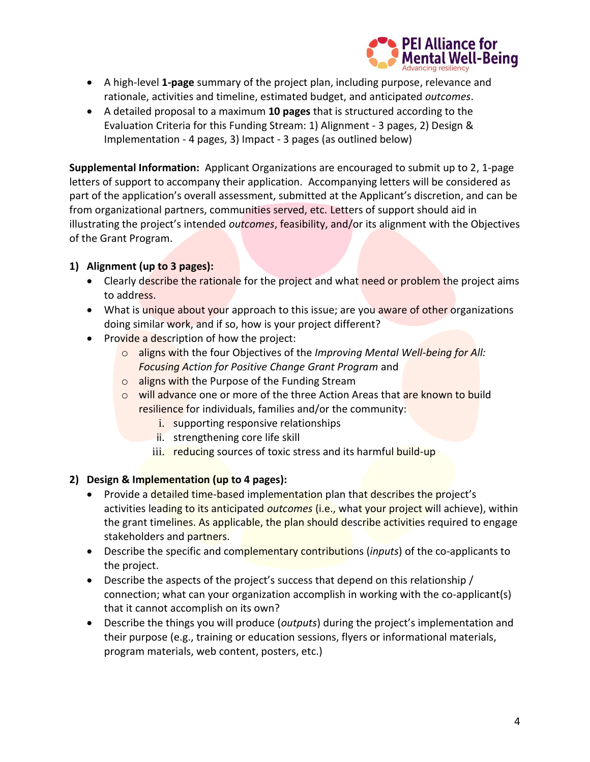- A high-level **1-page** summary of the project plan, including purpose, relevance and rationale, activities and timeline, estimated budget, and anticipated *outcomes*.
- A detailed proposal to a maximum **10 pages** that is structured according to the Evaluation Criteria for this Funding Stream: 1) Alignment - 3 pages, 2) Design & Implementation - 4 pages, 3) Impact - 3 pages (as outlined below)

**Supplemental Information:** Applicant Organizations are encouraged to submit up to 2, 1-page letters of support to accompany their application. Accompanying letters will be considered as part of the application's overall assessment, submitted at the Applicant's discretion, and can be from organizational partners, communities served, etc. Letters of support should aid in illustrating the project's intended *outcomes*, feasibility, and/or its alignment with the Objectives of the Grant Program.

**1) Alignment (up to 3 pages):**

- Clearly describe the rationale for the project and what need or problem the project aims to address.
- What is unique about your approach to this issue; are you aware of other organizations doing similar work, and if so, how is your project different?
- Provide a description of how the project:
  - aligns with the four Objectives of the *Improving Mental Well-being for All: Focusing Action for Positive Change Grant Program* and
  - aligns with the Purpose of the Funding Stream
  - will advance one or more of the three Action Areas that are known to build resilience for individuals, families and/or the community:
    i. supporting responsive relationships
    ii. strengthening core life skill
    iii. reducing sources of toxic stress and its harmful build-up

**2) Design & Implementation (up to 4 pages):**

- Provide a detailed time-based implementation plan that describes the project's activities leading to its anticipated *outcomes* (i.e., what your project will achieve), within the grant timelines. As applicable, the plan should describe activities required to engage stakeholders and partners.
- Describe the specific and complementary contributions (*inputs*) of the co-applicants to the project.
- Describe the aspects of the project's success that depend on this relationship / connection; what can your organization accomplish in working with the co-applicant(s) that it cannot accomplish on its own?
- Describe the things you will produce (*outputs*) during the project's implementation and their purpose (e.g., training or education sessions, flyers or informational materials, program materials, web content, posters, etc.)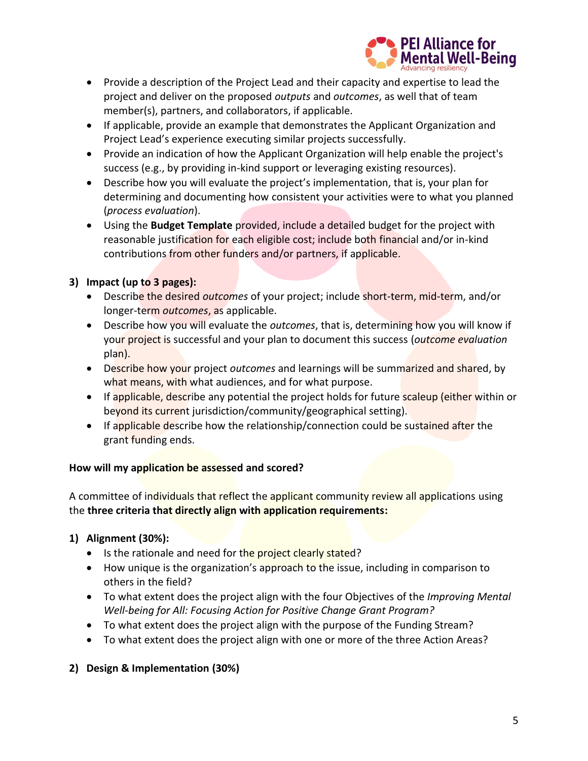- Provide a description of the Project Lead and their capacity and expertise to lead the project and deliver on the proposed *outputs* and *outcomes*, as well that of team member(s), partners, and collaborators, if applicable.
- If applicable, provide an example that demonstrates the Applicant Organization and Project Lead's experience executing similar projects successfully.
- Provide an indication of how the Applicant Organization will help enable the project's success (e.g., by providing in-kind support or leveraging existing resources).
- Describe how you will evaluate the project's implementation, that is, your plan for determining and documenting how consistent your activities were to what you planned (*process evaluation*).
- Using the **Budget Template** provided, include a detailed budget for the project with reasonable justification for each eligible cost; include both financial and/or in-kind contributions from other funders and/or partners, if applicable.

**3) Impact (up to 3 pages):**

- Describe the desired *outcomes* of your project; include short-term, mid-term, and/or longer-term *outcomes*, as applicable.
- Describe how you will evaluate the *outcomes*, that is, determining how you will know if your project is successful and your plan to document this success (*outcome evaluation* plan).
- Describe how your project *outcomes* and learnings will be summarized and shared, by what means, with what audiences, and for what purpose.
- If applicable, describe any potential the project holds for future scaleup (either within or beyond its current jurisdiction/community/geographical setting).
- If applicable describe how the relationship/connection could be sustained after the grant funding ends.

**How will my application be assessed and scored?**

A committee of individuals that reflect the applicant community review all applications using the **three criteria that directly align with application requirements:**

**1) Alignment (30%):**

- Is the rationale and need for the project clearly stated?
- How unique is the organization's approach to the issue, including in comparison to others in the field?
- To what extent does the project align with the four Objectives of the *Improving Mental Well-being for All: Focusing Action for Positive Change Grant Program?*
- To what extent does the project align with the purpose of the Funding Stream?
- To what extent does the project align with one or more of the three Action Areas?

**2) Design & Implementation (30%)**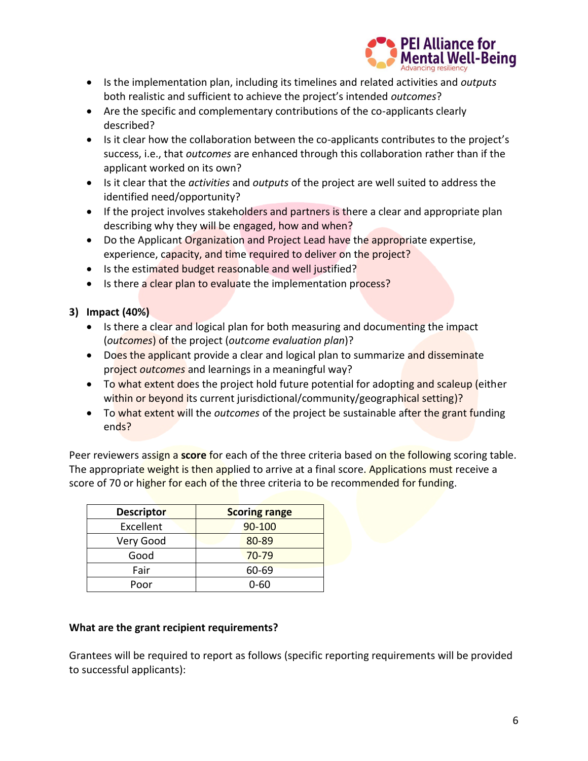- Is the implementation plan, including its timelines and related activities and *outputs* both realistic and sufficient to achieve the project's intended *outcomes*?
- Are the specific and complementary contributions of the co-applicants clearly described?
- Is it clear how the collaboration between the co-applicants contributes to the project's success, i.e., that *outcomes* are enhanced through this collaboration rather than if the applicant worked on its own?
- Is it clear that the *activities* and *outputs* of the project are well suited to address the identified need/opportunity?
- If the project involves stakeholders and partners is there a clear and appropriate plan describing why they will be engaged, how and when?
- Do the Applicant Organization and Project Lead have the appropriate expertise, experience, capacity, and time required to deliver on the project?
- Is the estimated budget reasonable and well justified?
- Is there a clear plan to evaluate the implementation process?

**3) Impact (40%)**

- Is there a clear and logical plan for both measuring and documenting the impact (*outcomes*) of the project (*outcome evaluation plan*)?
- Does the applicant provide a clear and logical plan to summarize and disseminate project *outcomes* and learnings in a meaningful way?
- To what extent does the project hold future potential for adopting and scaleup (either within or beyond its current jurisdictional/community/geographical setting)?
- To what extent will the *outcomes* of the project be sustainable after the grant funding ends?

Peer reviewers assign a **score** for each of the three criteria based on the following scoring table. The appropriate weight is then applied to arrive at a final score. Applications must receive a score of 70 or higher for each of the three criteria to be recommended for funding.

| Descriptor | Scoring range |
|---|---|
| Excellent | 90-100 |
| Very Good | 80-89 |
| Good | 70-79 |
| Fair | 60-69 |
| Poor | 0-60 |

**What are the grant recipient requirements?**

Grantees will be required to report as follows (specific reporting requirements will be provided to successful applicants):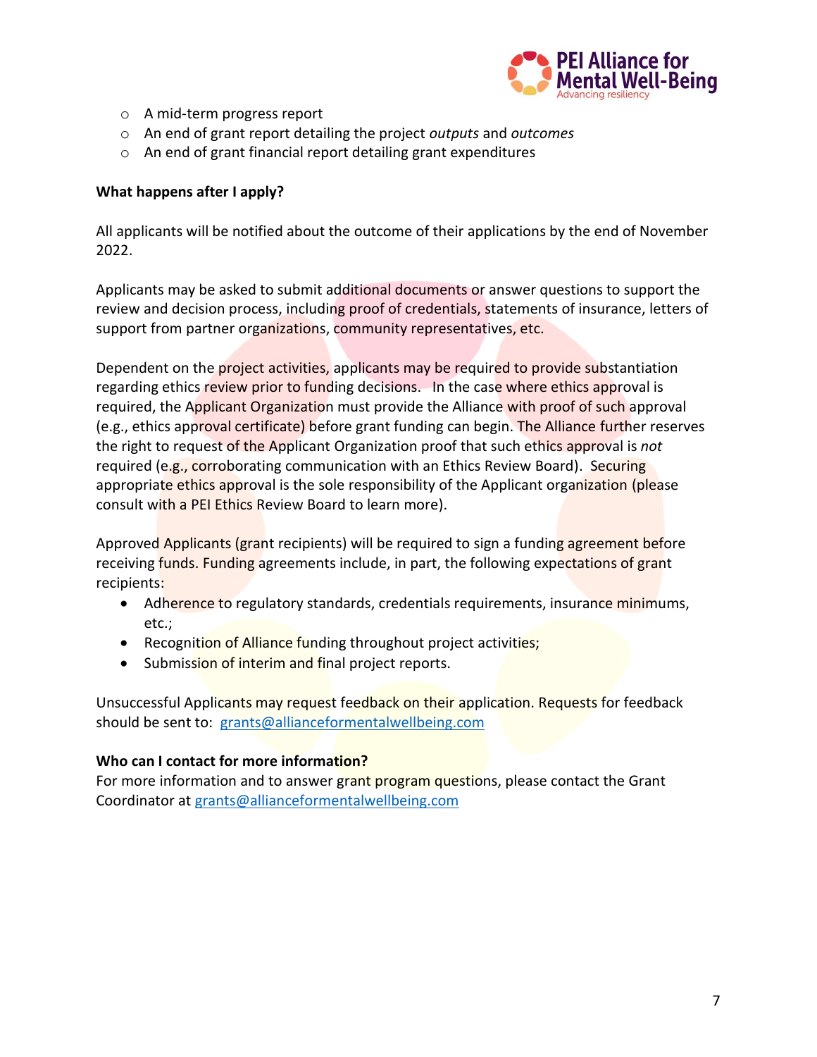- A mid-term progress report
- An end of grant report detailing the project *outputs* and *outcomes*
- An end of grant financial report detailing grant expenditures

**What happens after I apply?**

All applicants will be notified about the outcome of their applications by the end of November 2022.

Applicants may be asked to submit additional documents or answer questions to support the review and decision process, including proof of credentials, statements of insurance, letters of support from partner organizations, community representatives, etc.

Dependent on the project activities, applicants may be required to provide substantiation regarding ethics review prior to funding decisions. In the case where ethics approval is required, the Applicant Organization must provide the Alliance with proof of such approval (e.g., ethics approval certificate) before grant funding can begin. The Alliance further reserves the right to request of the Applicant Organization proof that such ethics approval is *not* required (e.g., corroborating communication with an Ethics Review Board). Securing appropriate ethics approval is the sole responsibility of the Applicant organization (please consult with a PEI Ethics Review Board to learn more).

Approved Applicants (grant recipients) will be required to sign a funding agreement before receiving funds. Funding agreements include, in part, the following expectations of grant recipients:

- Adherence to regulatory standards, credentials requirements, insurance minimums, etc.;
- Recognition of Alliance funding throughout project activities;
- Submission of interim and final project reports.

Unsuccessful Applicants may request feedback on their application. Requests for feedback should be sent to: grants@allianceformentalwellbeing.com

**Who can I contact for more information?**
For more information and to answer grant program questions, please contact the Grant Coordinator at grants@allianceformentalwellbeing.com